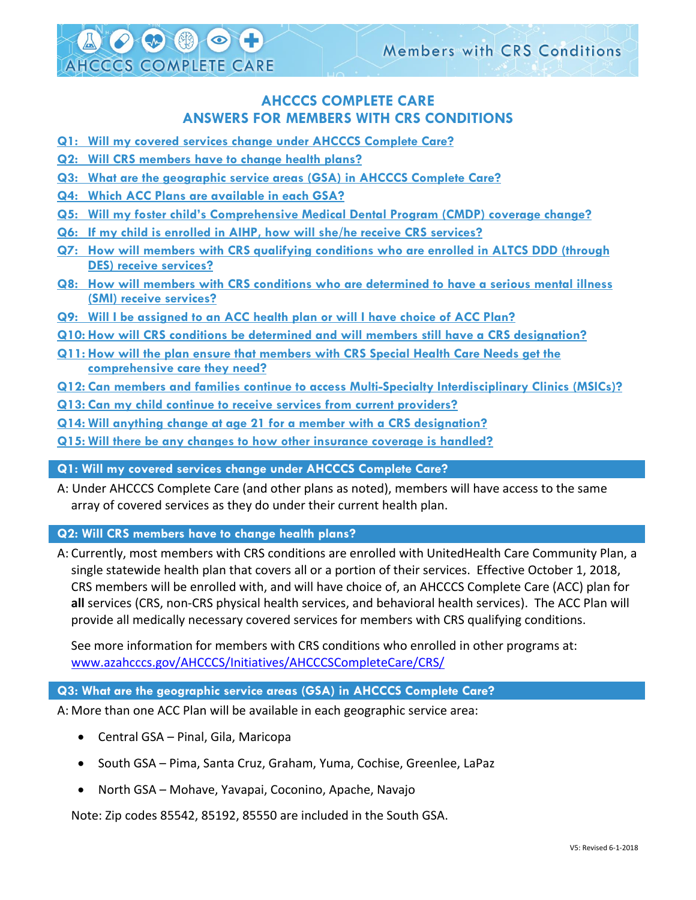# AHCCCS COMPLETE CARE
# ANSWERS FOR MEMBERS WITH CRS CONDITIONS

- Q1: Will my covered services change under AHCCCS Complete Care?
- Q2: Will CRS members have to change health plans?
- Q3: What are the geographic service areas (GSA) in AHCCCS Complete Care?
- Q4: Which ACC Plans are available in each GSA?
- Q5: Will my foster child's Comprehensive Medical Dental Program (CMDP) coverage change?
- Q6: If my child is enrolled in AIHP, how will she/he receive CRS services?
- Q7: How will members with CRS qualifying conditions who are enrolled in ALTCS DDD (through DES) receive services?
- Q8: How will members with CRS conditions who are determined to have a serious mental illness (SMI) receive services?
- Q9: Will I be assigned to an ACC health plan or will I have choice of ACC Plan?
- Q10: How will CRS conditions be determined and will members still have a CRS designation?
- Q11: How will the plan ensure that members with CRS Special Health Care Needs get the comprehensive care they need?
- Q12: Can members and families continue to access Multi-Specialty Interdisciplinary Clinics (MSICs)?
- Q13: Can my child continue to receive services from current providers?
- Q14: Will anything change at age 21 for a member with a CRS designation?
- Q15: Will there be any changes to how other insurance coverage is handled?

## Q1: Will my covered services change under AHCCCS Complete Care?

A: Under AHCCCS Complete Care (and other plans as noted), members will have access to the same array of covered services as they do under their current health plan.

## Q2: Will CRS members have to change health plans?

A: Currently, most members with CRS conditions are enrolled with UnitedHealth Care Community Plan, a single statewide health plan that covers all or a portion of their services. Effective October 1, 2018, CRS members will be enrolled with, and will have choice of, an AHCCCS Complete Care (ACC) plan for **all** services (CRS, non-CRS physical health services, and behavioral health services). The ACC Plan will provide all medically necessary covered services for members with CRS qualifying conditions.

See more information for members with CRS conditions who enrolled in other programs at: www.azahcccs.gov/AHCCCS/Initiatives/AHCCCSCompleteCare/CRS/

## Q3: What are the geographic service areas (GSA) in AHCCCS Complete Care?

A: More than one ACC Plan will be available in each geographic service area:

- Central GSA – Pinal, Gila, Maricopa
- South GSA – Pima, Santa Cruz, Graham, Yuma, Cochise, Greenlee, LaPaz
- North GSA – Mohave, Yavapai, Coconino, Apache, Navajo

Note: Zip codes 85542, 85192, 85550 are included in the South GSA.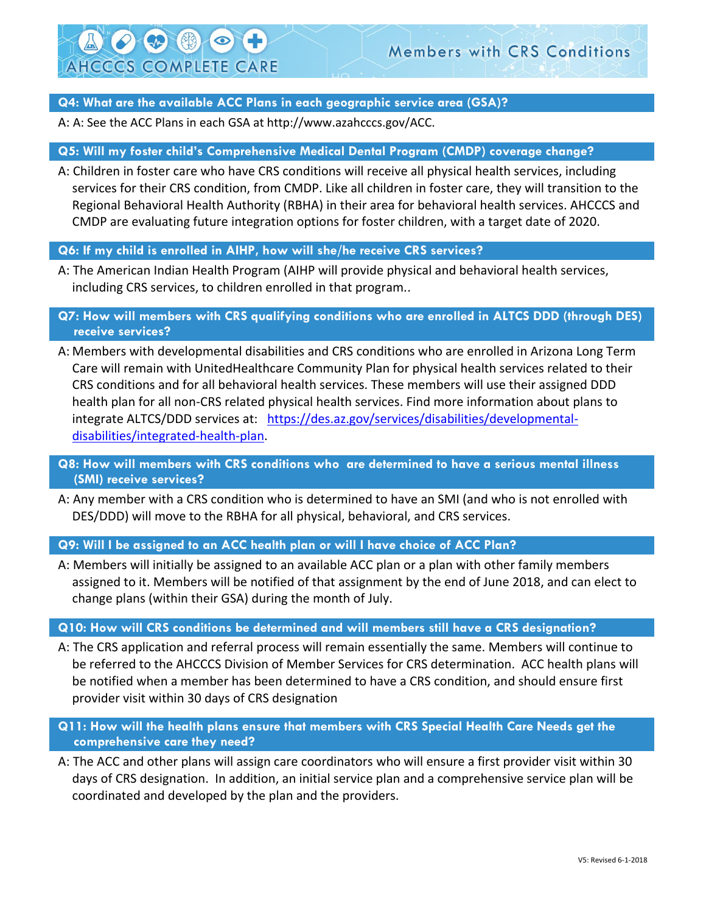### Q4: What are the available ACC Plans in each geographic service area (GSA)?

A: A: See the ACC Plans in each GSA at http://www.azahcccs.gov/ACC.

### Q5: Will my foster child's Comprehensive Medical Dental Program (CMDP) coverage change?

A: Children in foster care who have CRS conditions will receive all physical health services, including services for their CRS condition, from CMDP. Like all children in foster care, they will transition to the Regional Behavioral Health Authority (RBHA) in their area for behavioral health services. AHCCCS and CMDP are evaluating future integration options for foster children, with a target date of 2020.

### Q6: If my child is enrolled in AIHP, how will she/he receive CRS services?

A: The American Indian Health Program (AIHP will provide physical and behavioral health services, including CRS services, to children enrolled in that program..

### Q7: How will members with CRS qualifying conditions who are enrolled in ALTCS DDD (through DES) receive services?

A: Members with developmental disabilities and CRS conditions who are enrolled in Arizona Long Term Care will remain with UnitedHealthcare Community Plan for physical health services related to their CRS conditions and for all behavioral health services. These members will use their assigned DDD health plan for all non-CRS related physical health services. Find more information about plans to integrate ALTCS/DDD services at: [https://des.az.gov/services/disabilities/developmental-disabilities/integrated-health-plan](https://des.az.gov/services/disabilities/developmental-disabilities/integrated-health-plan).

### Q8: How will members with CRS conditions who are determined to have a serious mental illness (SMI) receive services?

A: Any member with a CRS condition who is determined to have an SMI (and who is not enrolled with DES/DDD) will move to the RBHA for all physical, behavioral, and CRS services.

### Q9: Will I be assigned to an ACC health plan or will I have choice of ACC Plan?

A: Members will initially be assigned to an available ACC plan or a plan with other family members assigned to it. Members will be notified of that assignment by the end of June 2018, and can elect to change plans (within their GSA) during the month of July.

### Q10: How will CRS conditions be determined and will members still have a CRS designation?

A: The CRS application and referral process will remain essentially the same. Members will continue to be referred to the AHCCCS Division of Member Services for CRS determination. ACC health plans will be notified when a member has been determined to have a CRS condition, and should ensure first provider visit within 30 days of CRS designation

### Q11: How will the health plans ensure that members with CRS Special Health Care Needs get the comprehensive care they need?

A: The ACC and other plans will assign care coordinators who will ensure a first provider visit within 30 days of CRS designation. In addition, an initial service plan and a comprehensive service plan will be coordinated and developed by the plan and the providers.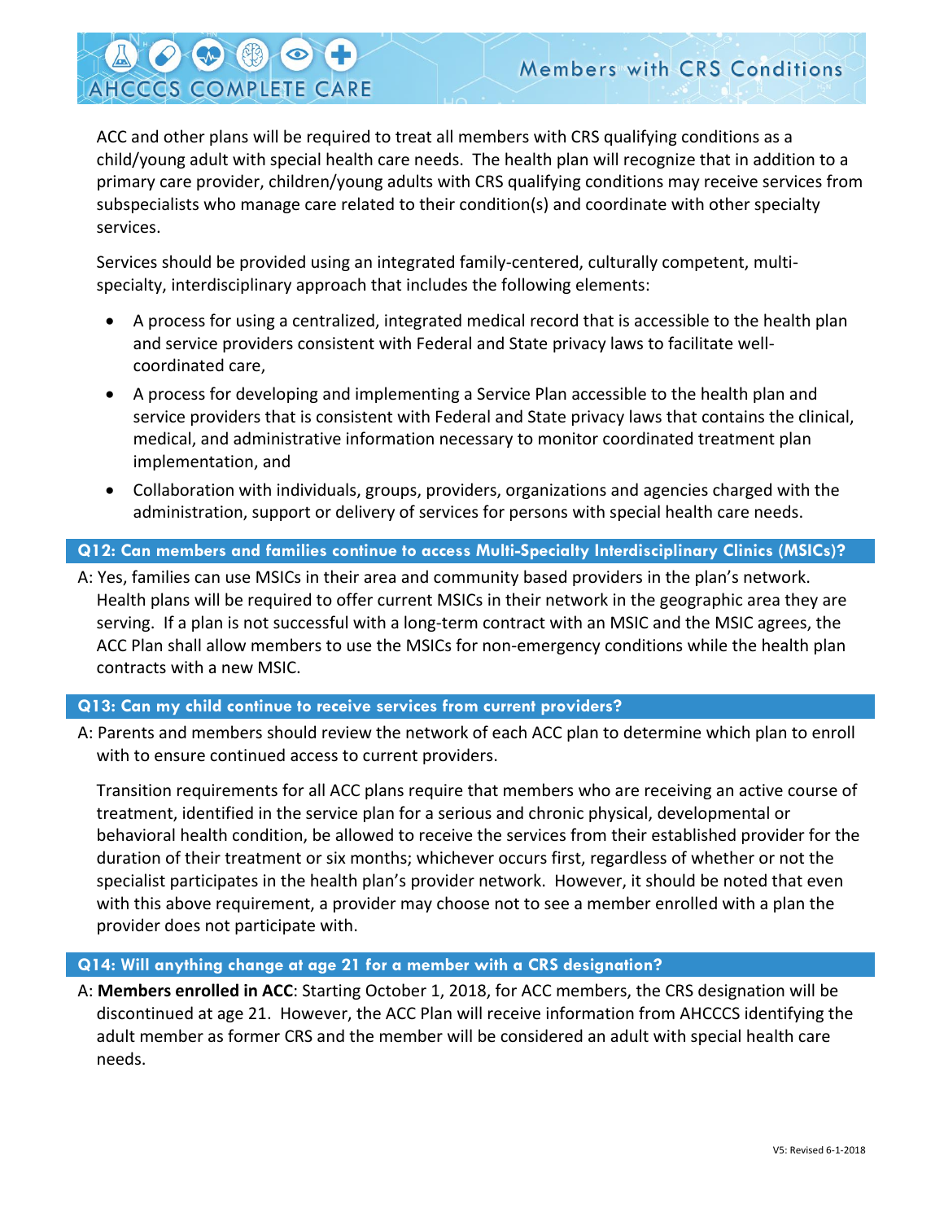ACC and other plans will be required to treat all members with CRS qualifying conditions as a child/young adult with special health care needs. The health plan will recognize that in addition to a primary care provider, children/young adults with CRS qualifying conditions may receive services from subspecialists who manage care related to their condition(s) and coordinate with other specialty services.

Services should be provided using an integrated family-centered, culturally competent, multi-specialty, interdisciplinary approach that includes the following elements:

- A process for using a centralized, integrated medical record that is accessible to the health plan and service providers consistent with Federal and State privacy laws to facilitate well-coordinated care,
- A process for developing and implementing a Service Plan accessible to the health plan and service providers that is consistent with Federal and State privacy laws that contains the clinical, medical, and administrative information necessary to monitor coordinated treatment plan implementation, and
- Collaboration with individuals, groups, providers, organizations and agencies charged with the administration, support or delivery of services for persons with special health care needs.

### Q12: Can members and families continue to access Multi-Specialty Interdisciplinary Clinics (MSICs)?

A: Yes, families can use MSICs in their area and community based providers in the plan's network. Health plans will be required to offer current MSICs in their network in the geographic area they are serving. If a plan is not successful with a long-term contract with an MSIC and the MSIC agrees, the ACC Plan shall allow members to use the MSICs for non-emergency conditions while the health plan contracts with a new MSIC.

### Q13: Can my child continue to receive services from current providers?

A: Parents and members should review the network of each ACC plan to determine which plan to enroll with to ensure continued access to current providers.

Transition requirements for all ACC plans require that members who are receiving an active course of treatment, identified in the service plan for a serious and chronic physical, developmental or behavioral health condition, be allowed to receive the services from their established provider for the duration of their treatment or six months; whichever occurs first, regardless of whether or not the specialist participates in the health plan's provider network. However, it should be noted that even with this above requirement, a provider may choose not to see a member enrolled with a plan the provider does not participate with.

### Q14: Will anything change at age 21 for a member with a CRS designation?

A: **Members enrolled in ACC**: Starting October 1, 2018, for ACC members, the CRS designation will be discontinued at age 21. However, the ACC Plan will receive information from AHCCCS identifying the adult member as former CRS and the member will be considered an adult with special health care needs.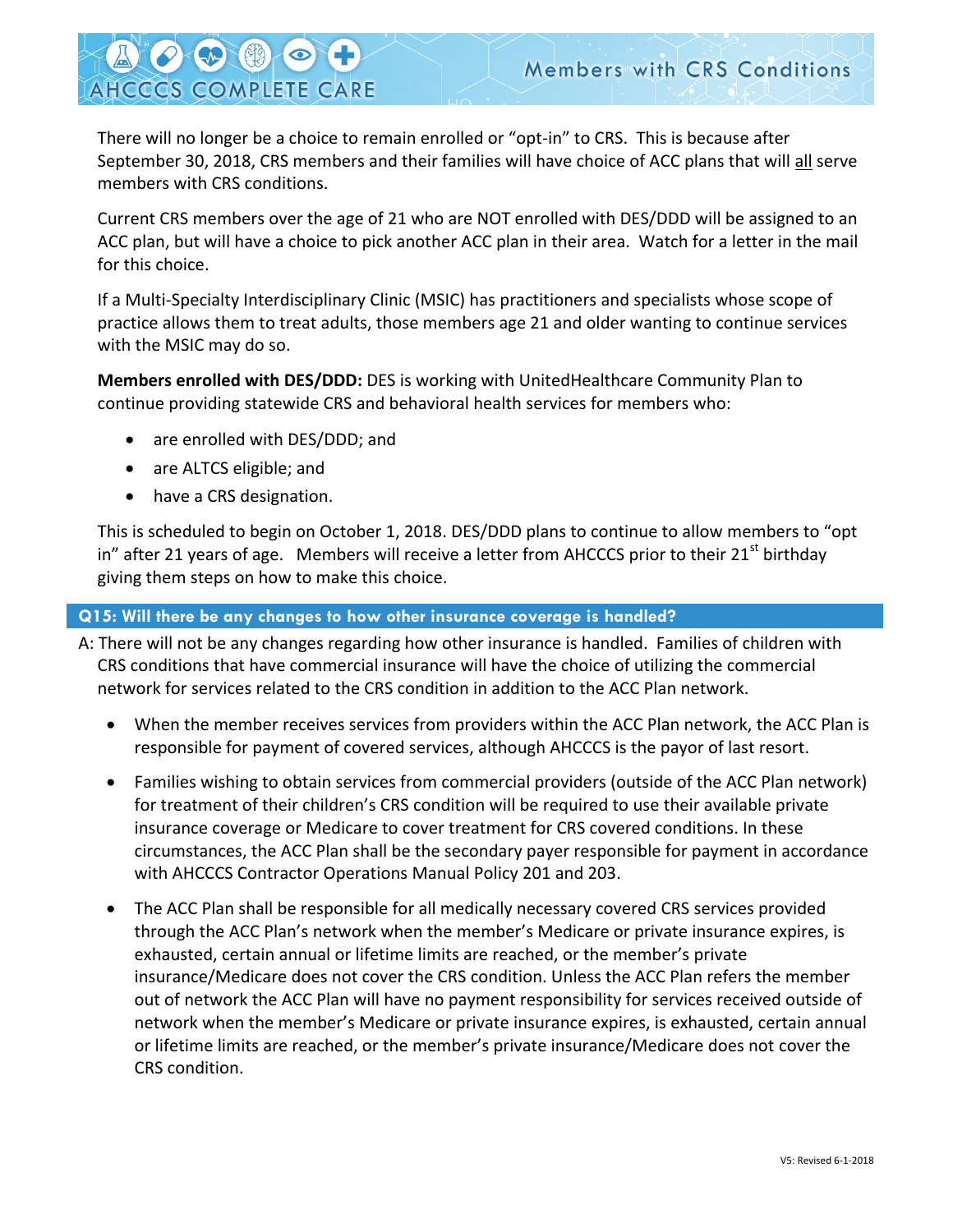There will no longer be a choice to remain enrolled or "opt-in" to CRS. This is because after September 30, 2018, CRS members and their families will have choice of ACC plans that will all serve members with CRS conditions.

Current CRS members over the age of 21 who are NOT enrolled with DES/DDD will be assigned to an ACC plan, but will have a choice to pick another ACC plan in their area. Watch for a letter in the mail for this choice.

If a Multi-Specialty Interdisciplinary Clinic (MSIC) has practitioners and specialists whose scope of practice allows them to treat adults, those members age 21 and older wanting to continue services with the MSIC may do so.

**Members enrolled with DES/DDD:** DES is working with UnitedHealthcare Community Plan to continue providing statewide CRS and behavioral health services for members who:

- are enrolled with DES/DDD; and
- are ALTCS eligible; and
- have a CRS designation.

This is scheduled to begin on October 1, 2018. DES/DDD plans to continue to allow members to "opt in" after 21 years of age. Members will receive a letter from AHCCCS prior to their 21st birthday giving them steps on how to make this choice.

## Q15: Will there be any changes to how other insurance coverage is handled?

A: There will not be any changes regarding how other insurance is handled. Families of children with CRS conditions that have commercial insurance will have the choice of utilizing the commercial network for services related to the CRS condition in addition to the ACC Plan network.

- When the member receives services from providers within the ACC Plan network, the ACC Plan is responsible for payment of covered services, although AHCCCS is the payor of last resort.
- Families wishing to obtain services from commercial providers (outside of the ACC Plan network) for treatment of their children's CRS condition will be required to use their available private insurance coverage or Medicare to cover treatment for CRS covered conditions. In these circumstances, the ACC Plan shall be the secondary payer responsible for payment in accordance with AHCCCS Contractor Operations Manual Policy 201 and 203.
- The ACC Plan shall be responsible for all medically necessary covered CRS services provided through the ACC Plan's network when the member's Medicare or private insurance expires, is exhausted, certain annual or lifetime limits are reached, or the member's private insurance/Medicare does not cover the CRS condition. Unless the ACC Plan refers the member out of network the ACC Plan will have no payment responsibility for services received outside of network when the member's Medicare or private insurance expires, is exhausted, certain annual or lifetime limits are reached, or the member's private insurance/Medicare does not cover the CRS condition.